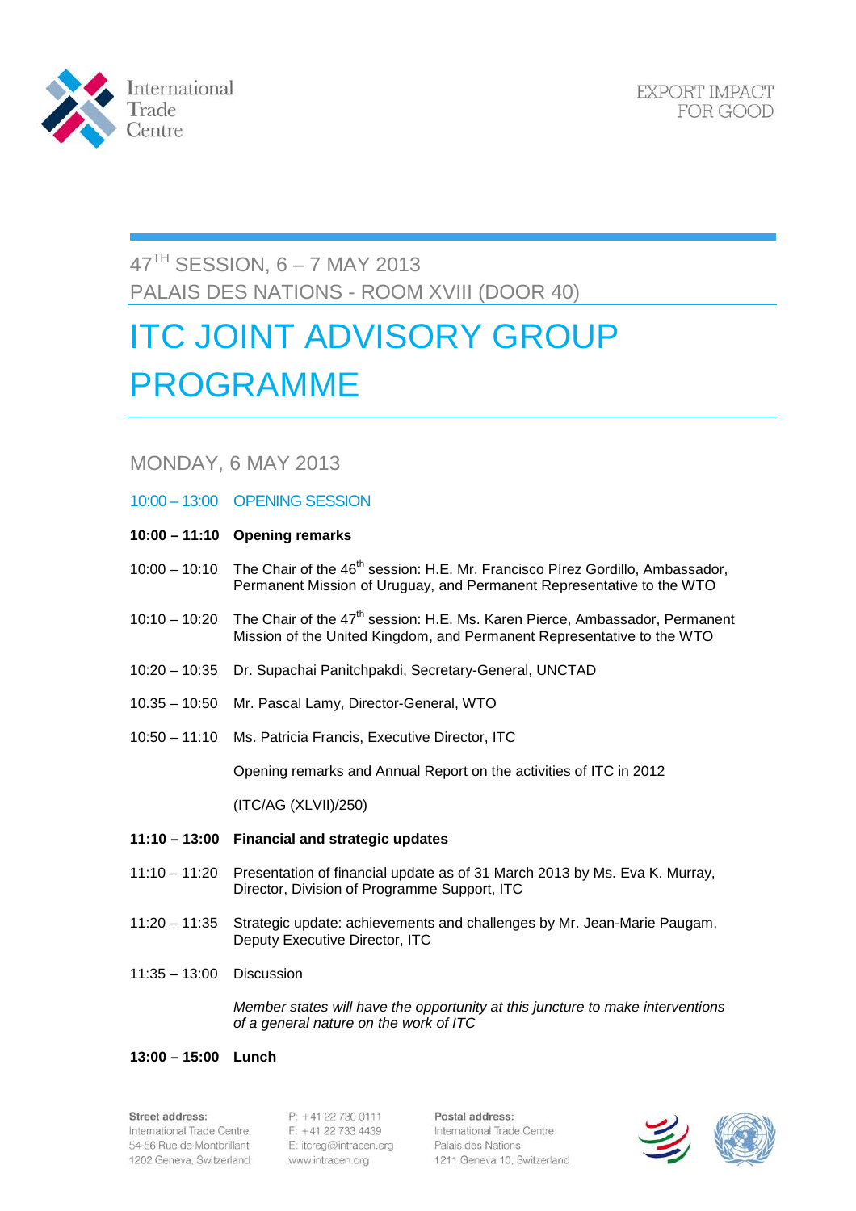International Trade Centre

EXPORT IMPACT FOR GOOD

47[TH] SESSION, 6 – 7 MAY 2013
PALAIS DES NATIONS - ROOM XVIII (DOOR 40)

# ITC JOINT ADVISORY GROUP PROGRAMME

## MONDAY, 6 MAY 2013

### 10:00 – 13:00 OPENING SESSION

**10:00 – 11:10 Opening remarks**

10:00 – 10:10 The Chair of the 46[th] session: H.E. Mr. Francisco Pírez Gordillo, Ambassador, Permanent Mission of Uruguay, and Permanent Representative to the WTO

10:10 – 10:20 The Chair of the 47[th] session: H.E. Ms. Karen Pierce, Ambassador, Permanent Mission of the United Kingdom, and Permanent Representative to the WTO

10:20 – 10:35 Dr. Supachai Panitchpakdi, Secretary-General, UNCTAD

10.35 – 10:50 Mr. Pascal Lamy, Director-General, WTO

10:50 – 11:10 Ms. Patricia Francis, Executive Director, ITC

Opening remarks and Annual Report on the activities of ITC in 2012

(ITC/AG (XLVII)/250)

**11:10 – 13:00 Financial and strategic updates**

11:10 – 11:20 Presentation of financial update as of 31 March 2013 by Ms. Eva K. Murray, Director, Division of Programme Support, ITC

11:20 – 11:35 Strategic update: achievements and challenges by Mr. Jean-Marie Paugam, Deputy Executive Director, ITC

11:35 – 13:00 Discussion

*Member states will have the opportunity at this juncture to make interventions of a general nature on the work of ITC*

**13:00 – 15:00 Lunch**

**Street address:**
International Trade Centre
54-56 Rue de Montbrillant
1202 Geneva, Switzerland

P: +41 22 730 0111
F: +41 22 733 4439
E: itcreg@intracen.org
www.intracen.org

**Postal address:**
International Trade Centre
Palais des Nations
1211 Geneva 10, Switzerland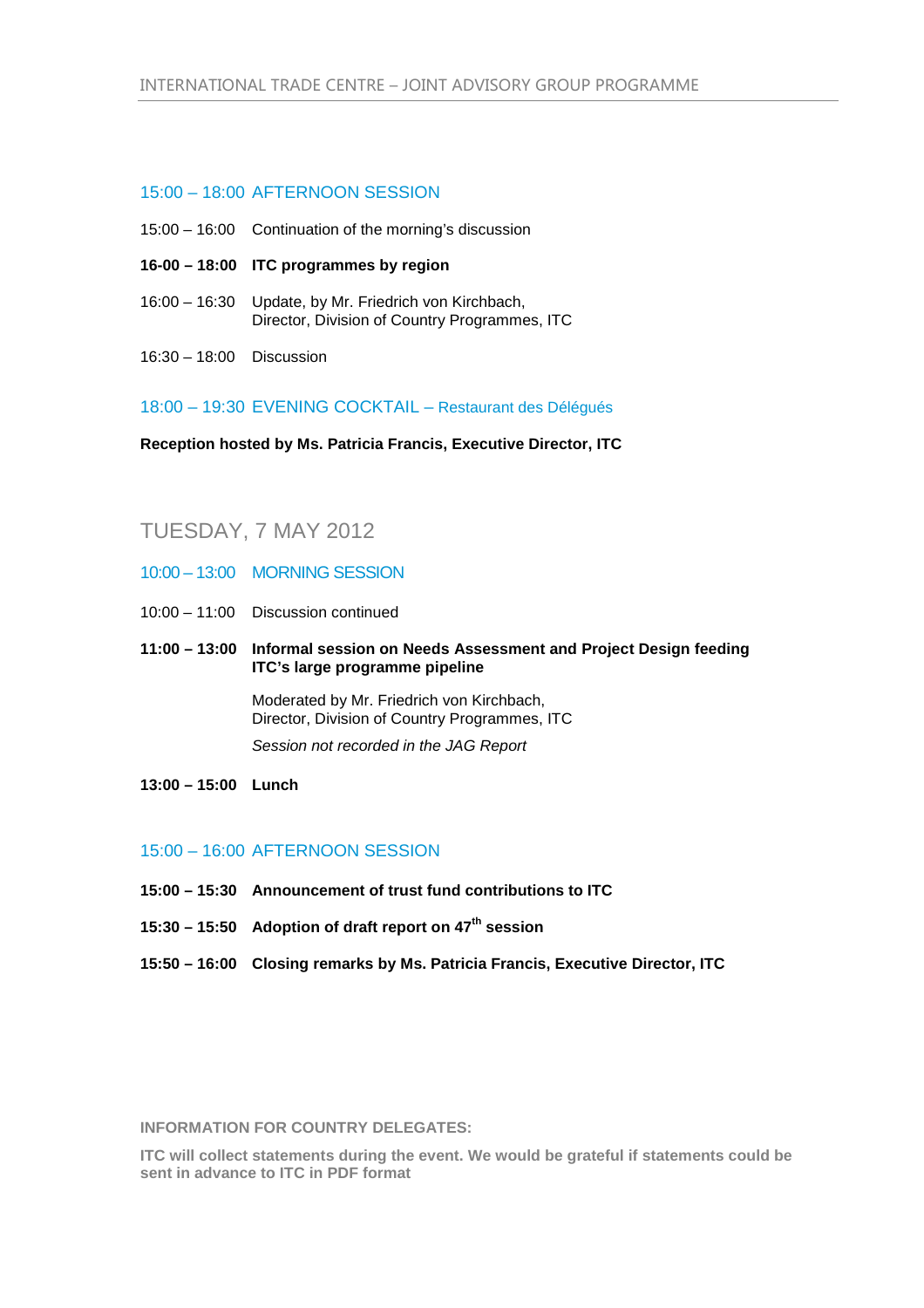### 15:00 – 18:00 AFTERNOON SESSION

15:00 – 16:00 Continuation of the morning's discussion

**16-00 – 18:00 ITC programmes by region**

16:00 – 16:30 Update, by Mr. Friedrich von Kirchbach, Director, Division of Country Programmes, ITC

16:30 – 18:00 Discussion

### 18:00 – 19:30 EVENING COCKTAIL – Restaurant des Délégués

**Reception hosted by Ms. Patricia Francis, Executive Director, ITC**

## TUESDAY, 7 MAY 2012

### 10:00 – 13:00 MORNING SESSION

10:00 – 11:00 Discussion continued

**11:00 – 13:00 Informal session on Needs Assessment and Project Design feeding ITC's large programme pipeline**

Moderated by Mr. Friedrich von Kirchbach, Director, Division of Country Programmes, ITC

*Session not recorded in the JAG Report*

**13:00 – 15:00 Lunch**

### 15:00 – 16:00 AFTERNOON SESSION

**15:00 – 15:30 Announcement of trust fund contributions to ITC**

**15:30 – 15:50 Adoption of draft report on 47th session**

**15:50 – 16:00 Closing remarks by Ms. Patricia Francis, Executive Director, ITC**

**INFORMATION FOR COUNTRY DELEGATES:**

**ITC will collect statements during the event. We would be grateful if statements could be sent in advance to ITC in PDF format**